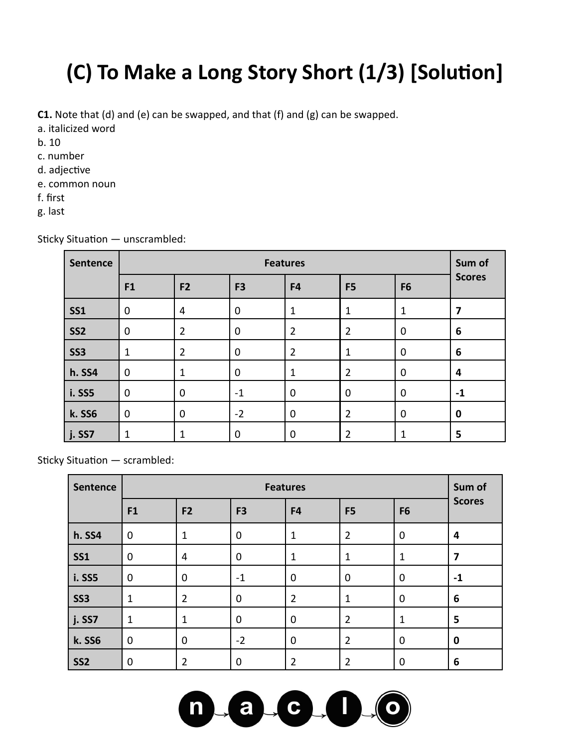# (C) To Make a Long Story Short (1/3) [Solution]

**C1.** Note that (d) and (e) can be swapped, and that (f) and (g) can be swapped.
a. italicized word
b. 10
c. number
d. adjective
e. common noun
f. first
g. last

Sticky Situation — unscrambled:

| Sentence | Features | | | | | | Sum of Scores |
|---|---|---|---|---|---|---|---|
| | F1 | F2 | F3 | F4 | F5 | F6 | |
| **SS1** | 0 | 4 | 0 | 1 | 1 | 1 | **7** |
| **SS2** | 0 | 2 | 0 | 2 | 2 | 0 | **6** |
| **SS3** | 1 | 2 | 0 | 2 | 1 | 0 | **6** |
| **h. SS4** | 0 | 1 | 0 | 1 | 2 | 0 | **4** |
| **i. SS5** | 0 | 0 | -1 | 0 | 0 | 0 | **-1** |
| **k. SS6** | 0 | 0 | -2 | 0 | 2 | 0 | **0** |
| **j. SS7** | 1 | 1 | 0 | 0 | 2 | 1 | **5** |

Sticky Situation — scrambled:

| Sentence | Features | | | | | | Sum of Scores |
|---|---|---|---|---|---|---|---|
| | F1 | F2 | F3 | F4 | F5 | F6 | |
| **h. SS4** | 0 | 1 | 0 | 1 | 2 | 0 | **4** |
| **SS1** | 0 | 4 | 0 | 1 | 1 | 1 | **7** |
| **i. SS5** | 0 | 0 | -1 | 0 | 0 | 0 | **-1** |
| **SS3** | 1 | 2 | 0 | 2 | 1 | 0 | **6** |
| **j. SS7** | 1 | 1 | 0 | 0 | 2 | 1 | **5** |
| **k. SS6** | 0 | 0 | -2 | 0 | 2 | 0 | **0** |
| **SS2** | 0 | 2 | 0 | 2 | 2 | 0 | **6** |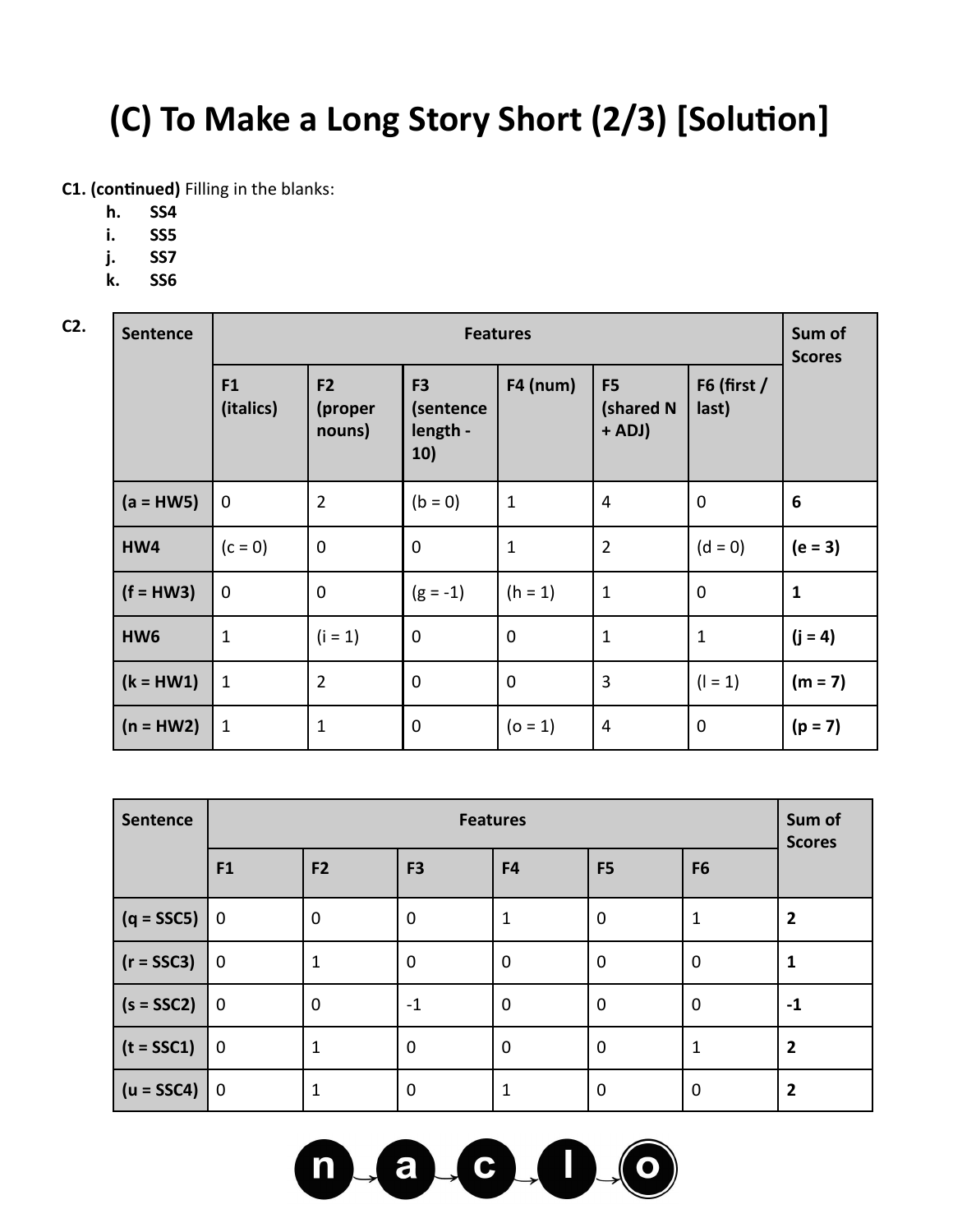# (C) To Make a Long Story Short (2/3) [Solution]

**C1. (continued)** Filling in the blanks:

- **h.** **SS4**
- **i.** **SS5**
- **j.** **SS7**
- **k.** **SS6**

**C2.**

| Sentence | Features | | | | | | Sum of Scores |
|---|---|---|---|---|---|---|---|
| | F1 (italics) | F2 (proper nouns) | F3 (sentence length - 10) | F4 (num) | F5 (shared N + ADJ) | F6 (first / last) | |
| (a = HW5) | 0 | 2 | (b = 0) | 1 | 4 | 0 | **6** |
| HW4 | (c = 0) | 0 | 0 | 1 | 2 | (d = 0) | **(e = 3)** |
| (f = HW3) | 0 | 0 | (g = -1) | (h = 1) | 1 | 0 | **1** |
| HW6 | 1 | (i = 1) | 0 | 0 | 1 | 1 | **(j = 4)** |
| (k = HW1) | 1 | 2 | 0 | 0 | 3 | (l = 1) | **(m = 7)** |
| (n = HW2) | 1 | 1 | 0 | (o = 1) | 4 | 0 | **(p = 7)** |

| Sentence | Features | | | | | | Sum of Scores |
|---|---|---|---|---|---|---|---|
| | F1 | F2 | F3 | F4 | F5 | F6 | |
| (q = SSC5) | 0 | 0 | 0 | 1 | 0 | 1 | **2** |
| (r = SSC3) | 0 | 1 | 0 | 0 | 0 | 0 | **1** |
| (s = SSC2) | 0 | 0 | -1 | 0 | 0 | 0 | **-1** |
| (t = SSC1) | 0 | 1 | 0 | 0 | 0 | 1 | **2** |
| (u = SSC4) | 0 | 1 | 0 | 1 | 0 | 0 | **2** |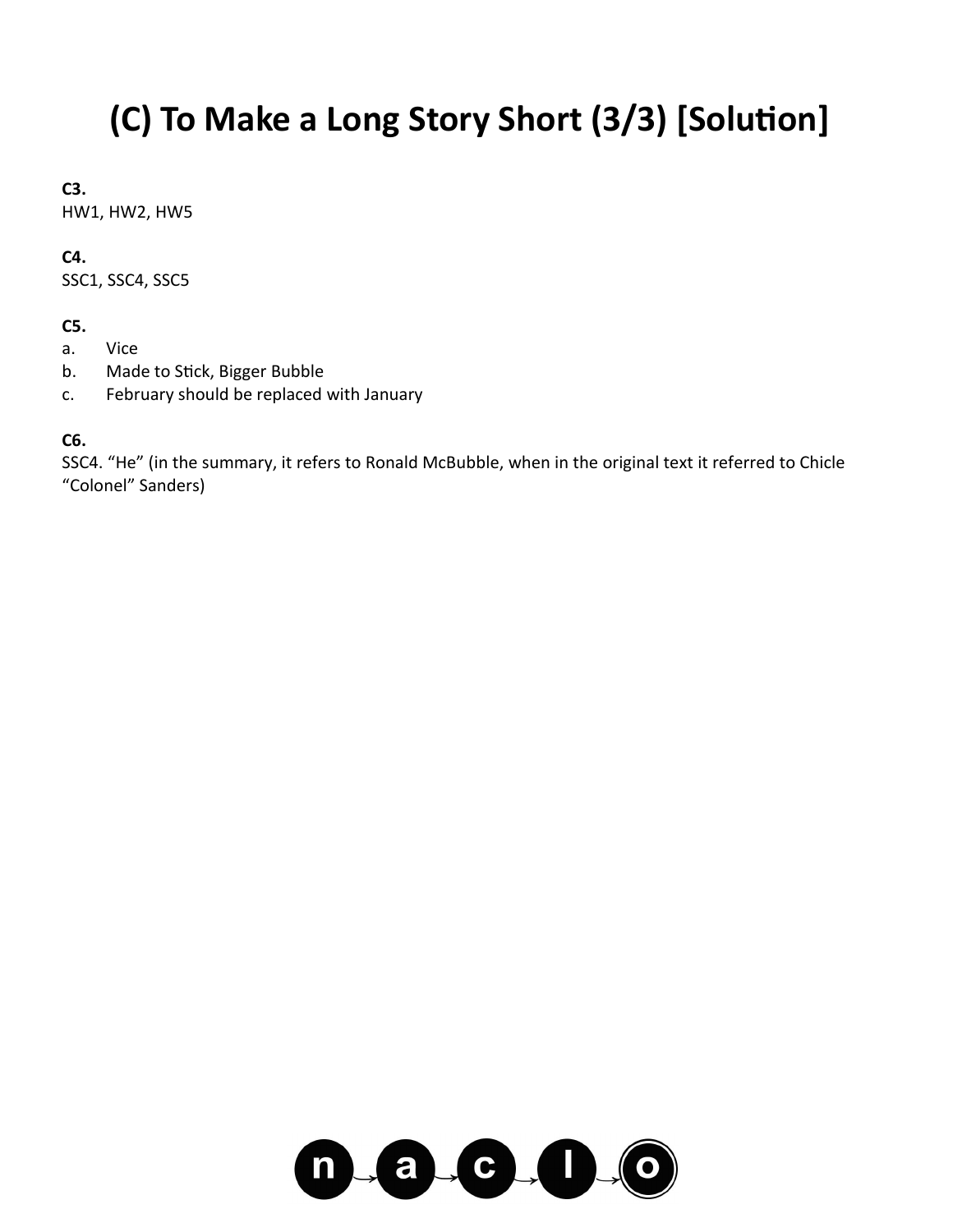# (C) To Make a Long Story Short (3/3) [Solution]

**C3.**
HW1, HW2, HW5

**C4.**
SSC1, SSC4, SSC5

**C5.**

a. Vice

b. Made to Stick, Bigger Bubble

c. February should be replaced with January

**C6.**
SSC4. "He" (in the summary, it refers to Ronald McBubble, when in the original text it referred to Chicle "Colonel" Sanders)